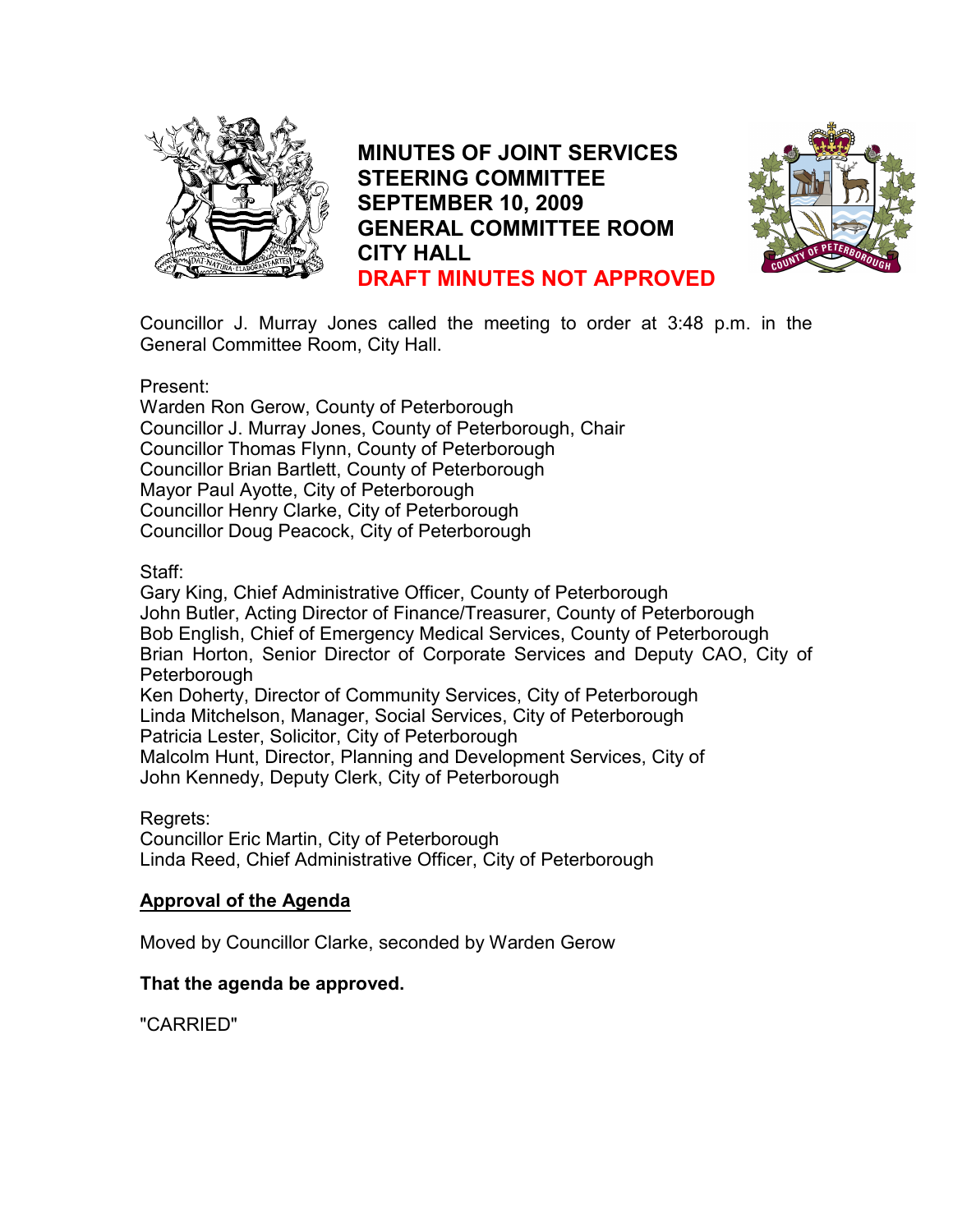# MINUTES OF JOINT SERVICES STEERING COMMITTEE SEPTEMBER 10, 2009 GENERAL COMMITTEE ROOM CITY HALL

**DRAFT MINUTES NOT APPROVED**

Councillor J. Murray Jones called the meeting to order at 3:48 p.m. in the General Committee Room, City Hall.

Present:
Warden Ron Gerow, County of Peterborough
Councillor J. Murray Jones, County of Peterborough, Chair
Councillor Thomas Flynn, County of Peterborough
Councillor Brian Bartlett, County of Peterborough
Mayor Paul Ayotte, City of Peterborough
Councillor Henry Clarke, City of Peterborough
Councillor Doug Peacock, City of Peterborough

Staff:
Gary King, Chief Administrative Officer, County of Peterborough
John Butler, Acting Director of Finance/Treasurer, County of Peterborough
Bob English, Chief of Emergency Medical Services, County of Peterborough
Brian Horton, Senior Director of Corporate Services and Deputy CAO, City of Peterborough
Ken Doherty, Director of Community Services, City of Peterborough
Linda Mitchelson, Manager, Social Services, City of Peterborough
Patricia Lester, Solicitor, City of Peterborough
Malcolm Hunt, Director, Planning and Development Services, City of
John Kennedy, Deputy Clerk, City of Peterborough

Regrets:
Councillor Eric Martin, City of Peterborough
Linda Reed, Chief Administrative Officer, City of Peterborough

## Approval of the Agenda

Moved by Councillor Clarke, seconded by Warden Gerow

**That the agenda be approved.**

"CARRIED"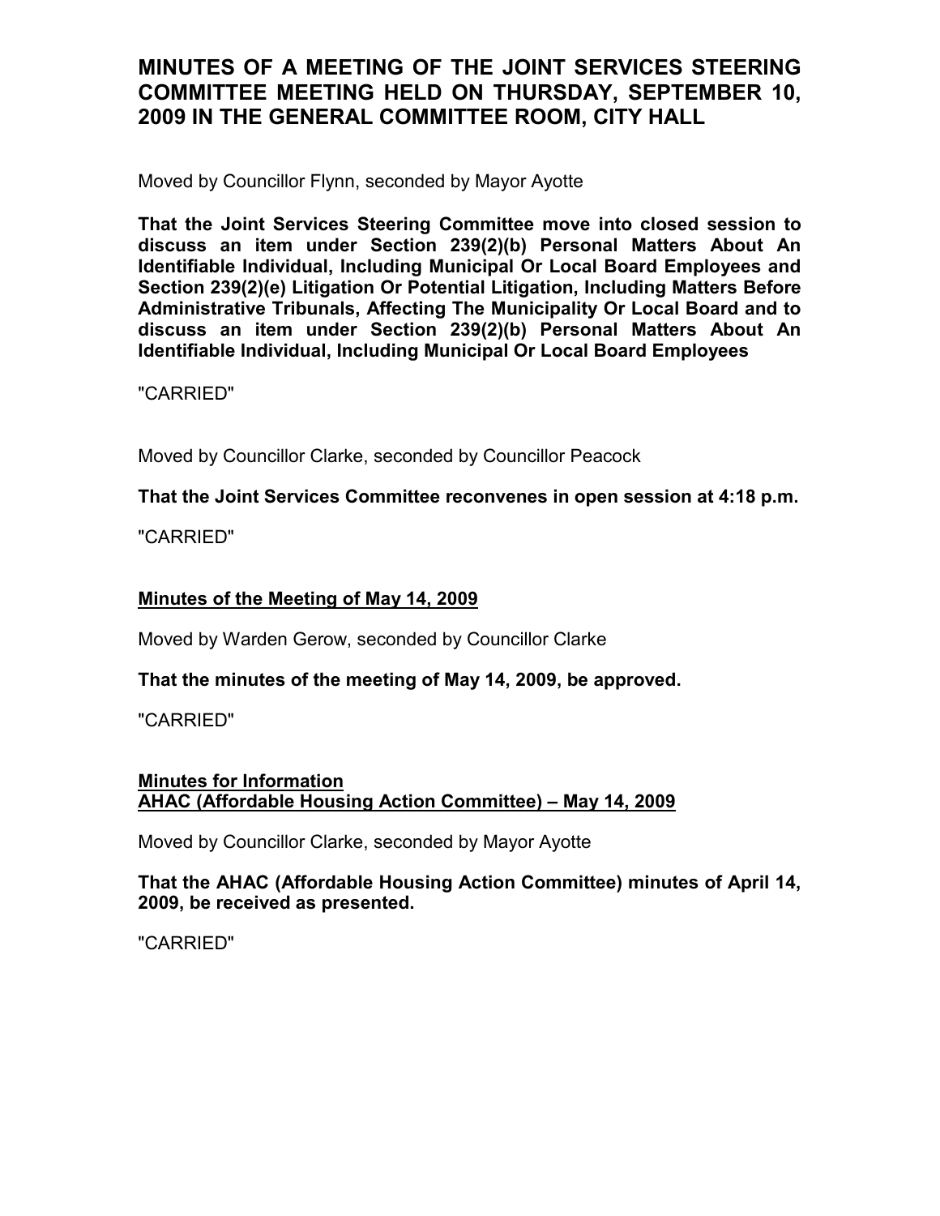# MINUTES OF A MEETING OF THE JOINT SERVICES STEERING COMMITTEE MEETING HELD ON THURSDAY, SEPTEMBER 10, 2009 IN THE GENERAL COMMITTEE ROOM, CITY HALL

Moved by Councillor Flynn, seconded by Mayor Ayotte

**That the Joint Services Steering Committee move into closed session to discuss an item under Section 239(2)(b) Personal Matters About An Identifiable Individual, Including Municipal Or Local Board Employees and Section 239(2)(e) Litigation Or Potential Litigation, Including Matters Before Administrative Tribunals, Affecting The Municipality Or Local Board and to discuss an item under Section 239(2)(b) Personal Matters About An Identifiable Individual, Including Municipal Or Local Board Employees**

"CARRIED"

Moved by Councillor Clarke, seconded by Councillor Peacock

**That the Joint Services Committee reconvenes in open session at 4:18 p.m.**

"CARRIED"

**<u>Minutes of the Meeting of May 14, 2009</u>**

Moved by Warden Gerow, seconded by Councillor Clarke

**That the minutes of the meeting of May 14, 2009, be approved.**

"CARRIED"

**<u>Minutes for Information</u>**
**<u>AHAC (Affordable Housing Action Committee) – May 14, 2009</u>**

Moved by Councillor Clarke, seconded by Mayor Ayotte

**That the AHAC (Affordable Housing Action Committee) minutes of April 14, 2009, be received as presented.**

"CARRIED"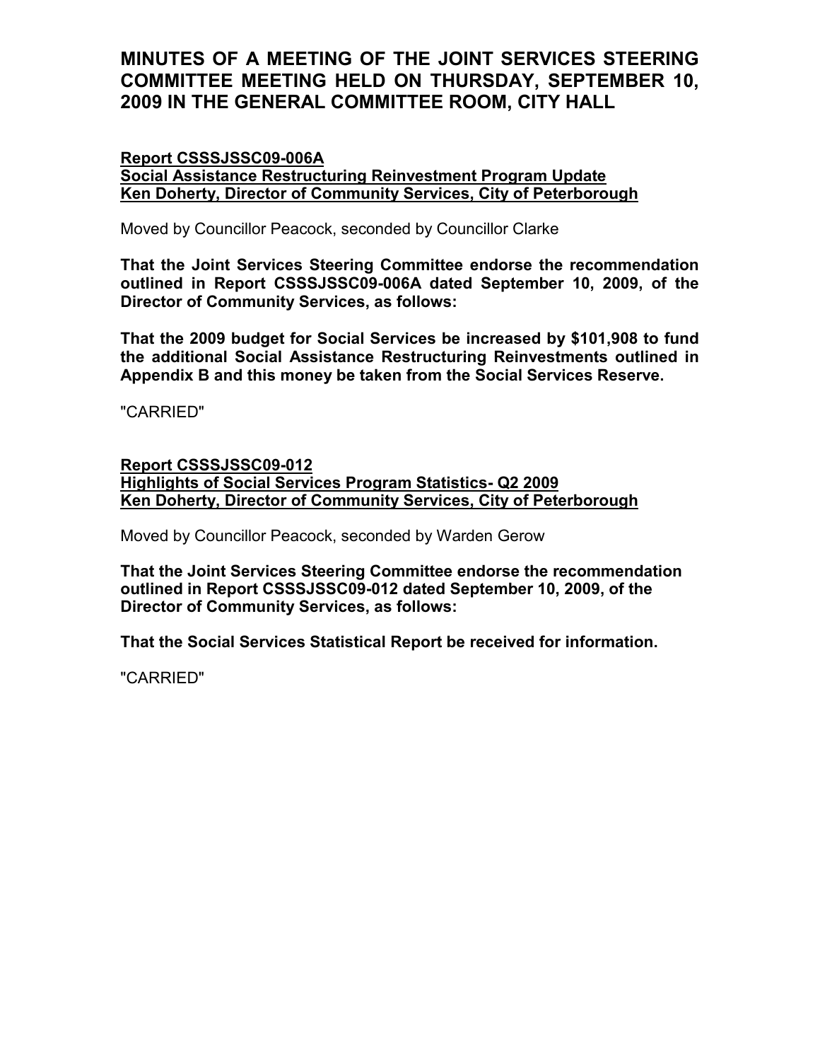# MINUTES OF A MEETING OF THE JOINT SERVICES STEERING COMMITTEE MEETING HELD ON THURSDAY, SEPTEMBER 10, 2009 IN THE GENERAL COMMITTEE ROOM, CITY HALL

**Report CSSSJSSC09-006A**
**Social Assistance Restructuring Reinvestment Program Update**
**Ken Doherty, Director of Community Services, City of Peterborough**

Moved by Councillor Peacock, seconded by Councillor Clarke

**That the Joint Services Steering Committee endorse the recommendation outlined in Report CSSSJSSC09-006A dated September 10, 2009, of the Director of Community Services, as follows:**

**That the 2009 budget for Social Services be increased by $101,908 to fund the additional Social Assistance Restructuring Reinvestments outlined in Appendix B and this money be taken from the Social Services Reserve.**

"CARRIED"

**Report CSSSJSSC09-012**
**Highlights of Social Services Program Statistics- Q2 2009**
**Ken Doherty, Director of Community Services, City of Peterborough**

Moved by Councillor Peacock, seconded by Warden Gerow

**That the Joint Services Steering Committee endorse the recommendation outlined in Report CSSSJSSC09-012 dated September 10, 2009, of the Director of Community Services, as follows:**

**That the Social Services Statistical Report be received for information.**

"CARRIED"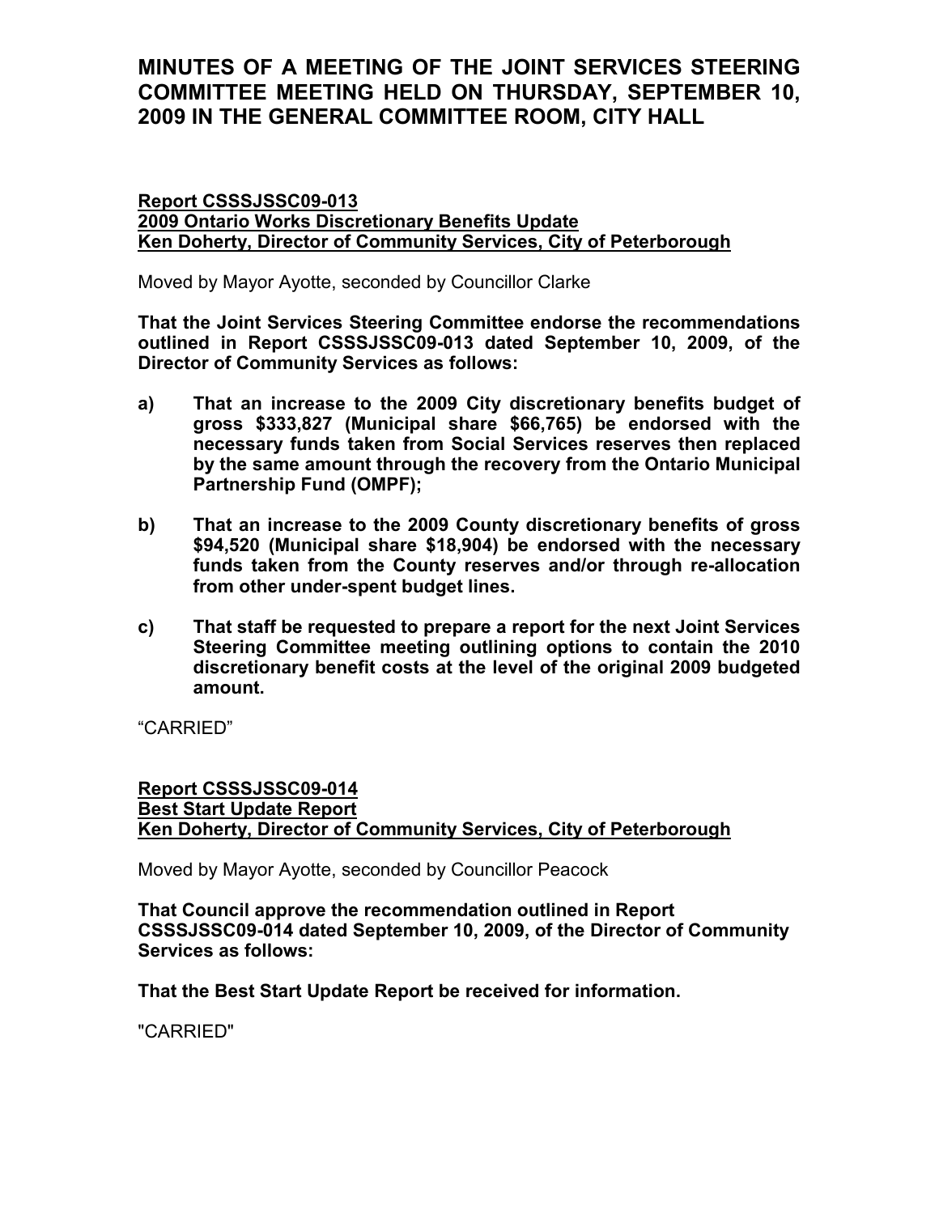# MINUTES OF A MEETING OF THE JOINT SERVICES STEERING COMMITTEE MEETING HELD ON THURSDAY, SEPTEMBER 10, 2009 IN THE GENERAL COMMITTEE ROOM, CITY HALL

**Report CSSSJSSC09-013**
**2009 Ontario Works Discretionary Benefits Update**
**Ken Doherty, Director of Community Services, City of Peterborough**

Moved by Mayor Ayotte, seconded by Councillor Clarke

**That the Joint Services Steering Committee endorse the recommendations outlined in Report CSSSJSSC09-013 dated September 10, 2009, of the Director of Community Services as follows:**

**a) That an increase to the 2009 City discretionary benefits budget of gross $333,827 (Municipal share $66,765) be endorsed with the necessary funds taken from Social Services reserves then replaced by the same amount through the recovery from the Ontario Municipal Partnership Fund (OMPF);**

**b) That an increase to the 2009 County discretionary benefits of gross $94,520 (Municipal share $18,904) be endorsed with the necessary funds taken from the County reserves and/or through re-allocation from other under-spent budget lines.**

**c) That staff be requested to prepare a report for the next Joint Services Steering Committee meeting outlining options to contain the 2010 discretionary benefit costs at the level of the original 2009 budgeted amount.**

"CARRIED"

**Report CSSSJSSC09-014**
**Best Start Update Report**
**Ken Doherty, Director of Community Services, City of Peterborough**

Moved by Mayor Ayotte, seconded by Councillor Peacock

**That Council approve the recommendation outlined in Report CSSSJSSC09-014 dated September 10, 2009, of the Director of Community Services as follows:**

**That the Best Start Update Report be received for information.**

"CARRIED"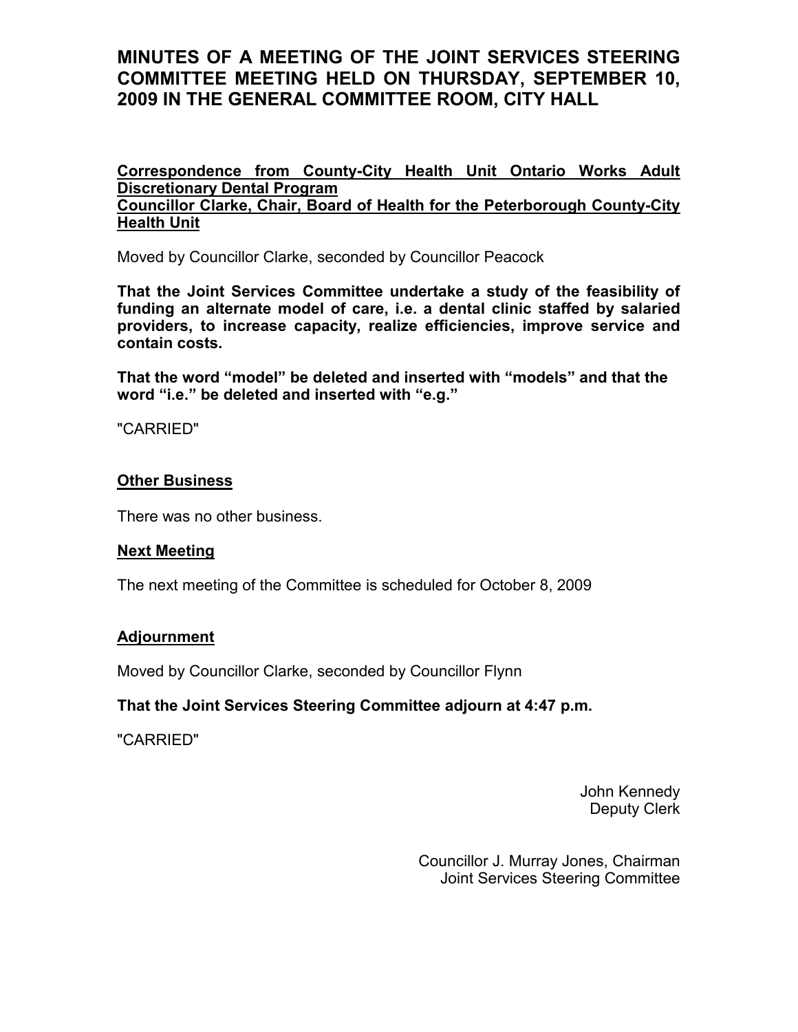# MINUTES OF A MEETING OF THE JOINT SERVICES STEERING COMMITTEE MEETING HELD ON THURSDAY, SEPTEMBER 10, 2009 IN THE GENERAL COMMITTEE ROOM, CITY HALL

**Correspondence from County-City Health Unit Ontario Works Adult Discretionary Dental Program**
**Councillor Clarke, Chair, Board of Health for the Peterborough County-City Health Unit**

Moved by Councillor Clarke, seconded by Councillor Peacock

**That the Joint Services Committee undertake a study of the feasibility of funding an alternate model of care, i.e. a dental clinic staffed by salaried providers, to increase capacity, realize efficiencies, improve service and contain costs.**

**That the word "model" be deleted and inserted with "models" and that the word "i.e." be deleted and inserted with "e.g."**

"CARRIED"

**Other Business**

There was no other business.

**Next Meeting**

The next meeting of the Committee is scheduled for October 8, 2009

**Adjournment**

Moved by Councillor Clarke, seconded by Councillor Flynn

**That the Joint Services Steering Committee adjourn at 4:47 p.m.**

"CARRIED"

John Kennedy
Deputy Clerk

Councillor J. Murray Jones, Chairman
Joint Services Steering Committee